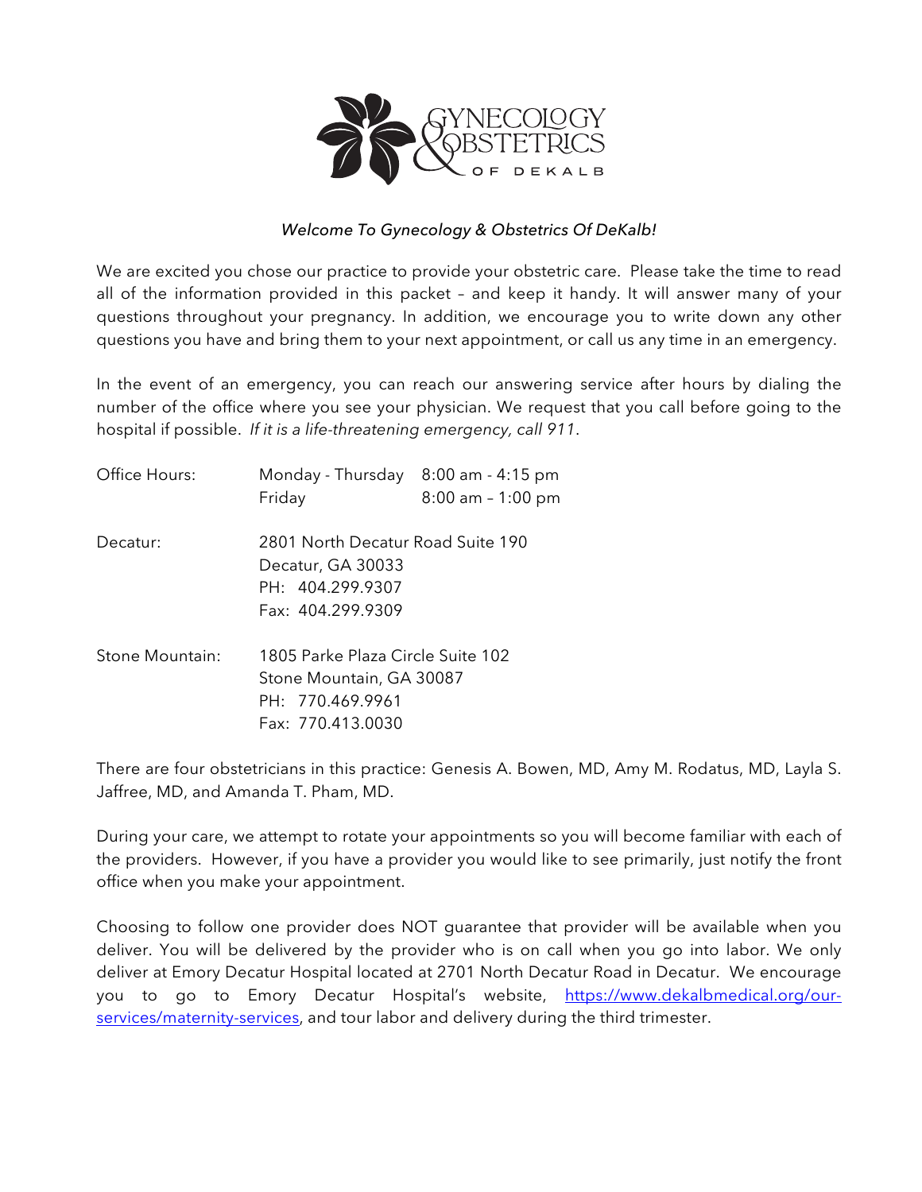GYNECOLOGY & OBSTETRICS OF DEKALB

*Welcome To Gynecology & Obstetrics Of DeKalb!*

We are excited you chose our practice to provide your obstetric care. Please take the time to read all of the information provided in this packet – and keep it handy. It will answer many of your questions throughout your pregnancy. In addition, we encourage you to write down any other questions you have and bring them to your next appointment, or call us any time in an emergency.

In the event of an emergency, you can reach our answering service after hours by dialing the number of the office where you see your physician. We request that you call before going to the hospital if possible. *If it is a life-threatening emergency, call 911.*

| | | |
|---|---|---|
| Office Hours: | Monday - Thursday | 8:00 am - 4:15 pm |
| | Friday | 8:00 am – 1:00 pm |

Decatur:
2801 North Decatur Road Suite 190
Decatur, GA 30033
PH: 404.299.9307
Fax: 404.299.9309

Stone Mountain:
1805 Parke Plaza Circle Suite 102
Stone Mountain, GA 30087
PH: 770.469.9961
Fax: 770.413.0030

There are four obstetricians in this practice: Genesis A. Bowen, MD, Amy M. Rodatus, MD, Layla S. Jaffree, MD, and Amanda T. Pham, MD.

During your care, we attempt to rotate your appointments so you will become familiar with each of the providers. However, if you have a provider you would like to see primarily, just notify the front office when you make your appointment.

Choosing to follow one provider does NOT guarantee that provider will be available when you deliver. You will be delivered by the provider who is on call when you go into labor. We only deliver at Emory Decatur Hospital located at 2701 North Decatur Road in Decatur. We encourage you to go to Emory Decatur Hospital's website, https://www.dekalbmedical.org/our-services/maternity-services, and tour labor and delivery during the third trimester.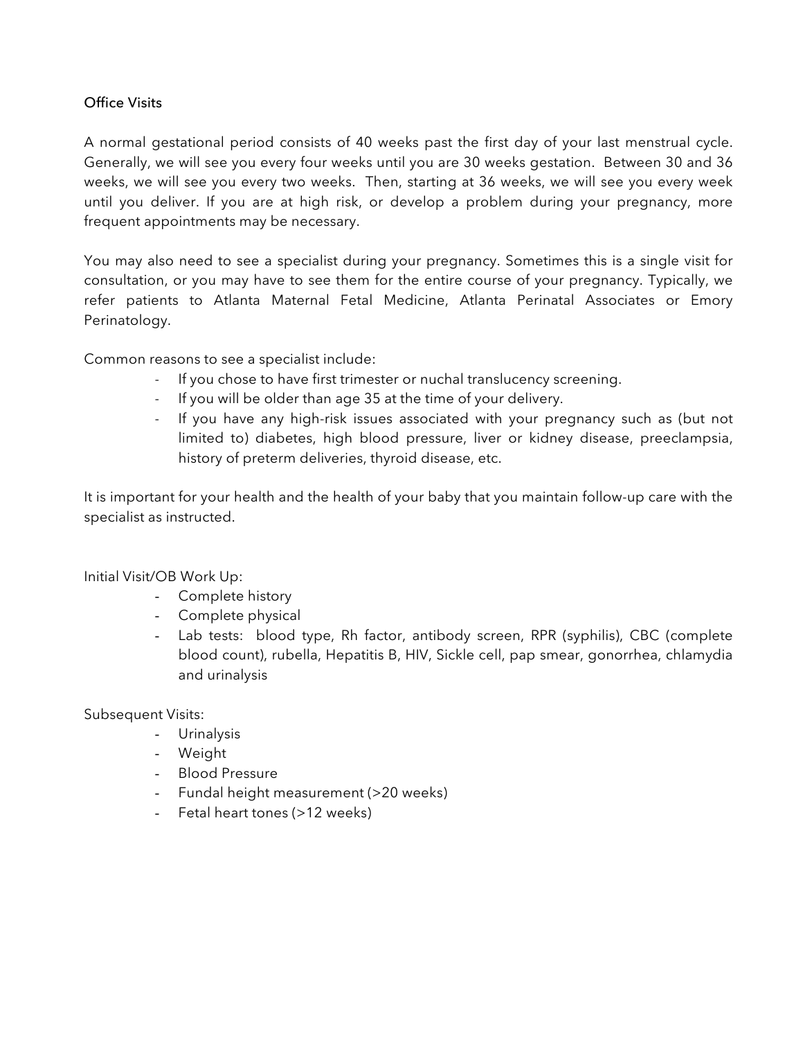## Office Visits

A normal gestational period consists of 40 weeks past the first day of your last menstrual cycle. Generally, we will see you every four weeks until you are 30 weeks gestation. Between 30 and 36 weeks, we will see you every two weeks. Then, starting at 36 weeks, we will see you every week until you deliver. If you are at high risk, or develop a problem during your pregnancy, more frequent appointments may be necessary.

You may also need to see a specialist during your pregnancy. Sometimes this is a single visit for consultation, or you may have to see them for the entire course of your pregnancy. Typically, we refer patients to Atlanta Maternal Fetal Medicine, Atlanta Perinatal Associates or Emory Perinatology.

Common reasons to see a specialist include:

- If you chose to have first trimester or nuchal translucency screening.
- If you will be older than age 35 at the time of your delivery.
- If you have any high-risk issues associated with your pregnancy such as (but not limited to) diabetes, high blood pressure, liver or kidney disease, preeclampsia, history of preterm deliveries, thyroid disease, etc.

It is important for your health and the health of your baby that you maintain follow-up care with the specialist as instructed.

Initial Visit/OB Work Up:

- Complete history
- Complete physical
- Lab tests: blood type, Rh factor, antibody screen, RPR (syphilis), CBC (complete blood count), rubella, Hepatitis B, HIV, Sickle cell, pap smear, gonorrhea, chlamydia and urinalysis

Subsequent Visits:

- Urinalysis
- Weight
- Blood Pressure
- Fundal height measurement (>20 weeks)
- Fetal heart tones (>12 weeks)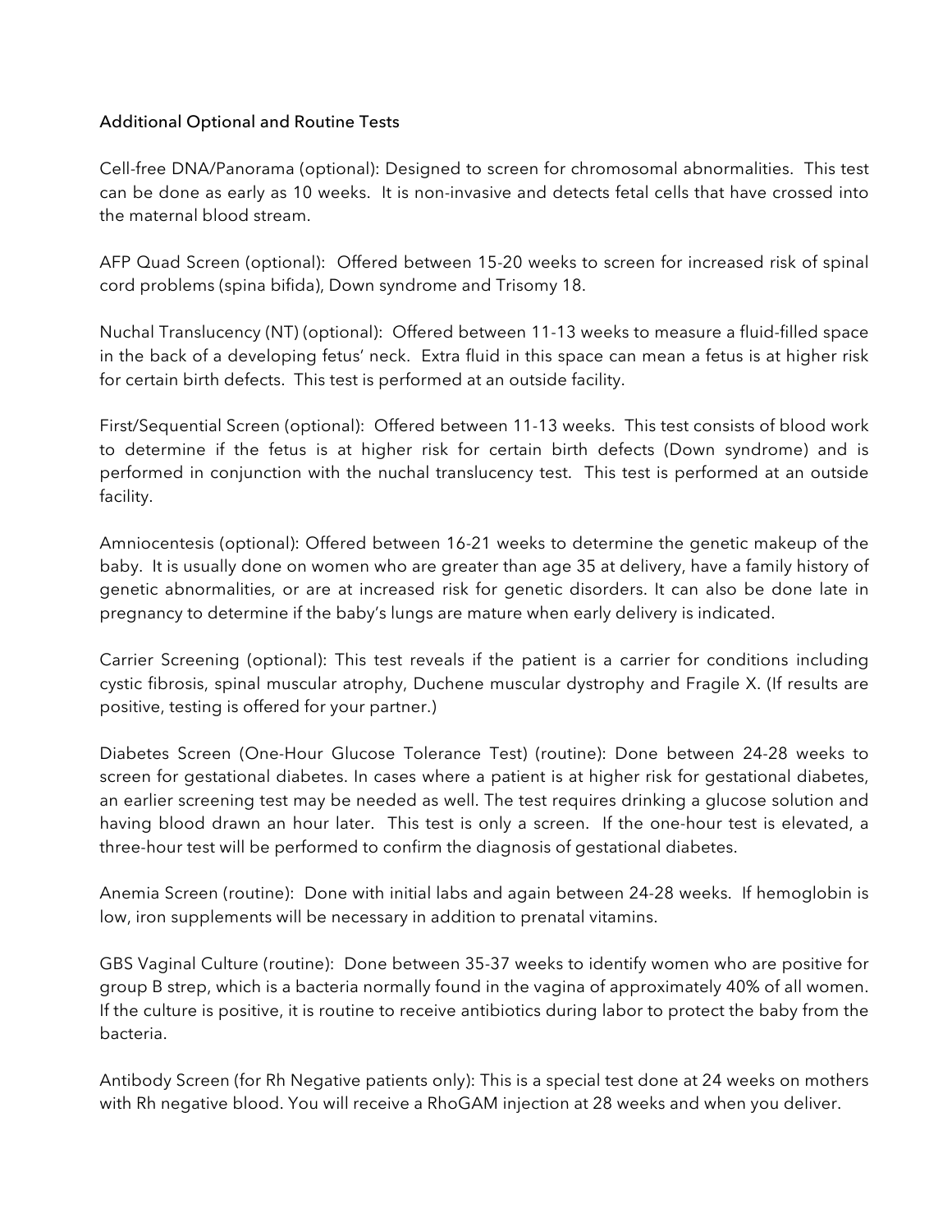## Additional Optional and Routine Tests

Cell-free DNA/Panorama (optional): Designed to screen for chromosomal abnormalities. This test can be done as early as 10 weeks. It is non-invasive and detects fetal cells that have crossed into the maternal blood stream.

AFP Quad Screen (optional): Offered between 15-20 weeks to screen for increased risk of spinal cord problems (spina bifida), Down syndrome and Trisomy 18.

Nuchal Translucency (NT) (optional): Offered between 11-13 weeks to measure a fluid-filled space in the back of a developing fetus' neck. Extra fluid in this space can mean a fetus is at higher risk for certain birth defects. This test is performed at an outside facility.

First/Sequential Screen (optional): Offered between 11-13 weeks. This test consists of blood work to determine if the fetus is at higher risk for certain birth defects (Down syndrome) and is performed in conjunction with the nuchal translucency test. This test is performed at an outside facility.

Amniocentesis (optional): Offered between 16-21 weeks to determine the genetic makeup of the baby. It is usually done on women who are greater than age 35 at delivery, have a family history of genetic abnormalities, or are at increased risk for genetic disorders. It can also be done late in pregnancy to determine if the baby's lungs are mature when early delivery is indicated.

Carrier Screening (optional): This test reveals if the patient is a carrier for conditions including cystic fibrosis, spinal muscular atrophy, Duchene muscular dystrophy and Fragile X. (If results are positive, testing is offered for your partner.)

Diabetes Screen (One-Hour Glucose Tolerance Test) (routine): Done between 24-28 weeks to screen for gestational diabetes. In cases where a patient is at higher risk for gestational diabetes, an earlier screening test may be needed as well. The test requires drinking a glucose solution and having blood drawn an hour later. This test is only a screen. If the one-hour test is elevated, a three-hour test will be performed to confirm the diagnosis of gestational diabetes.

Anemia Screen (routine): Done with initial labs and again between 24-28 weeks. If hemoglobin is low, iron supplements will be necessary in addition to prenatal vitamins.

GBS Vaginal Culture (routine): Done between 35-37 weeks to identify women who are positive for group B strep, which is a bacteria normally found in the vagina of approximately 40% of all women. If the culture is positive, it is routine to receive antibiotics during labor to protect the baby from the bacteria.

Antibody Screen (for Rh Negative patients only): This is a special test done at 24 weeks on mothers with Rh negative blood. You will receive a RhoGAM injection at 28 weeks and when you deliver.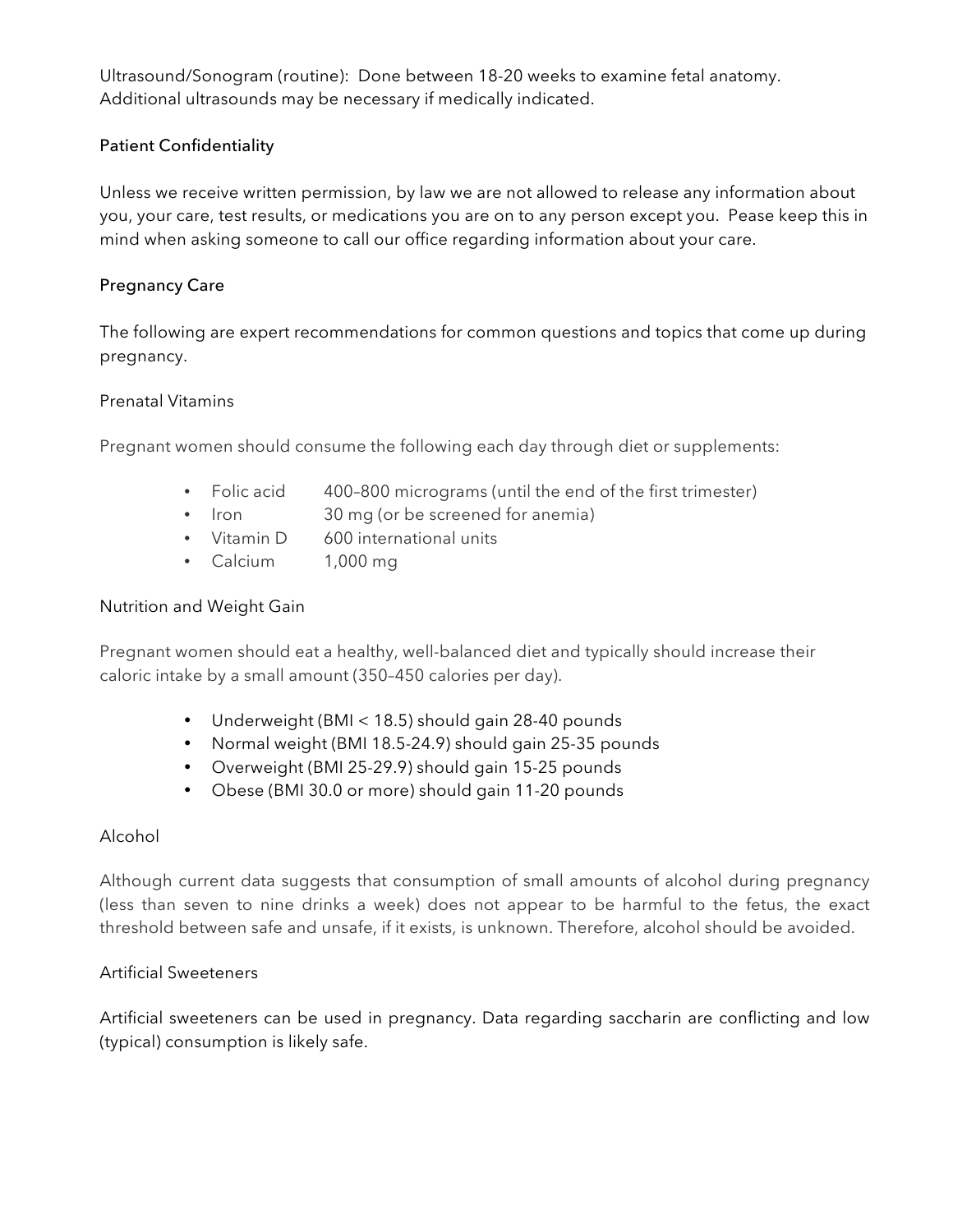Ultrasound/Sonogram (routine): Done between 18-20 weeks to examine fetal anatomy. Additional ultrasounds may be necessary if medically indicated.

## Patient Confidentiality

Unless we receive written permission, by law we are not allowed to release any information about you, your care, test results, or medications you are on to any person except you. Pease keep this in mind when asking someone to call our office regarding information about your care.

## Pregnancy Care

The following are expert recommendations for common questions and topics that come up during pregnancy.

### Prenatal Vitamins

Pregnant women should consume the following each day through diet or supplements:

- Folic acid 400–800 micrograms (until the end of the first trimester)
- Iron 30 mg (or be screened for anemia)
- Vitamin D 600 international units
- Calcium 1,000 mg

### Nutrition and Weight Gain

Pregnant women should eat a healthy, well-balanced diet and typically should increase their caloric intake by a small amount (350–450 calories per day).

- Underweight (BMI < 18.5) should gain 28-40 pounds
- Normal weight (BMI 18.5-24.9) should gain 25-35 pounds
- Overweight (BMI 25-29.9) should gain 15-25 pounds
- Obese (BMI 30.0 or more) should gain 11-20 pounds

### Alcohol

Although current data suggests that consumption of small amounts of alcohol during pregnancy (less than seven to nine drinks a week) does not appear to be harmful to the fetus, the exact threshold between safe and unsafe, if it exists, is unknown. Therefore, alcohol should be avoided.

### Artificial Sweeteners

Artificial sweeteners can be used in pregnancy. Data regarding saccharin are conflicting and low (typical) consumption is likely safe.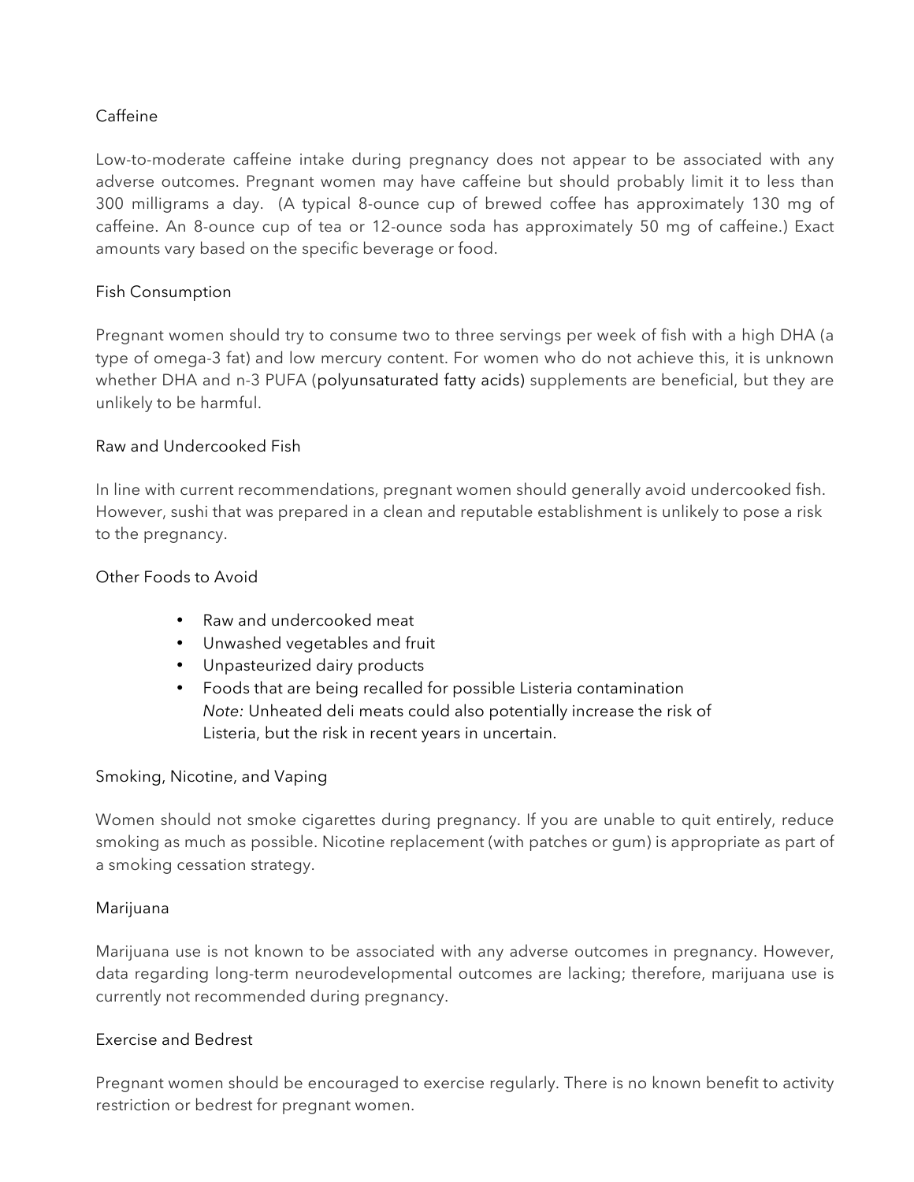## Caffeine

Low-to-moderate caffeine intake during pregnancy does not appear to be associated with any adverse outcomes. Pregnant women may have caffeine but should probably limit it to less than 300 milligrams a day. (A typical 8-ounce cup of brewed coffee has approximately 130 mg of caffeine. An 8-ounce cup of tea or 12-ounce soda has approximately 50 mg of caffeine.) Exact amounts vary based on the specific beverage or food.

## Fish Consumption

Pregnant women should try to consume two to three servings per week of fish with a high DHA (a type of omega-3 fat) and low mercury content. For women who do not achieve this, it is unknown whether DHA and n-3 PUFA (polyunsaturated fatty acids) supplements are beneficial, but they are unlikely to be harmful.

## Raw and Undercooked Fish

In line with current recommendations, pregnant women should generally avoid undercooked fish. However, sushi that was prepared in a clean and reputable establishment is unlikely to pose a risk to the pregnancy.

## Other Foods to Avoid

- Raw and undercooked meat
- Unwashed vegetables and fruit
- Unpasteurized dairy products
- Foods that are being recalled for possible Listeria contamination
  *Note:* Unheated deli meats could also potentially increase the risk of Listeria, but the risk in recent years in uncertain.

## Smoking, Nicotine, and Vaping

Women should not smoke cigarettes during pregnancy. If you are unable to quit entirely, reduce smoking as much as possible. Nicotine replacement (with patches or gum) is appropriate as part of a smoking cessation strategy.

## Marijuana

Marijuana use is not known to be associated with any adverse outcomes in pregnancy. However, data regarding long-term neurodevelopmental outcomes are lacking; therefore, marijuana use is currently not recommended during pregnancy.

## Exercise and Bedrest

Pregnant women should be encouraged to exercise regularly. There is no known benefit to activity restriction or bedrest for pregnant women.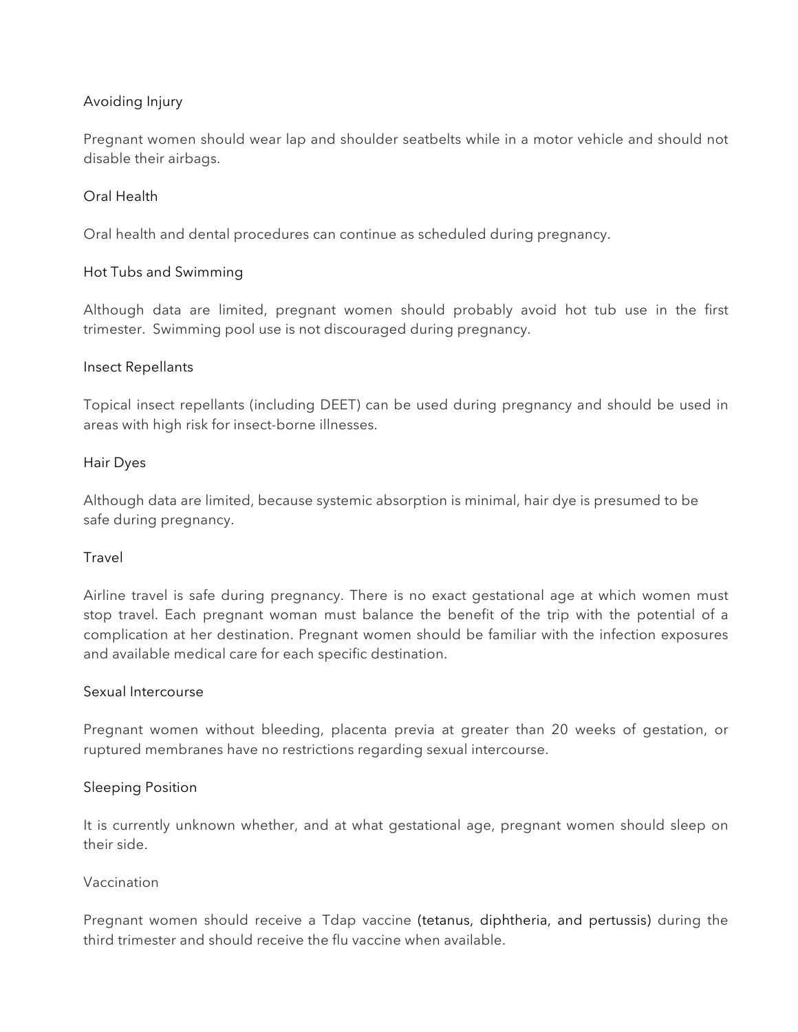### Avoiding Injury

Pregnant women should wear lap and shoulder seatbelts while in a motor vehicle and should not disable their airbags.

### Oral Health

Oral health and dental procedures can continue as scheduled during pregnancy.

### Hot Tubs and Swimming

Although data are limited, pregnant women should probably avoid hot tub use in the first trimester. Swimming pool use is not discouraged during pregnancy.

### Insect Repellants

Topical insect repellants (including DEET) can be used during pregnancy and should be used in areas with high risk for insect-borne illnesses.

### Hair Dyes

Although data are limited, because systemic absorption is minimal, hair dye is presumed to be safe during pregnancy.

### Travel

Airline travel is safe during pregnancy. There is no exact gestational age at which women must stop travel. Each pregnant woman must balance the benefit of the trip with the potential of a complication at her destination. Pregnant women should be familiar with the infection exposures and available medical care for each specific destination.

### Sexual Intercourse

Pregnant women without bleeding, placenta previa at greater than 20 weeks of gestation, or ruptured membranes have no restrictions regarding sexual intercourse.

### Sleeping Position

It is currently unknown whether, and at what gestational age, pregnant women should sleep on their side.

### Vaccination

Pregnant women should receive a Tdap vaccine (tetanus, diphtheria, and pertussis) during the third trimester and should receive the flu vaccine when available.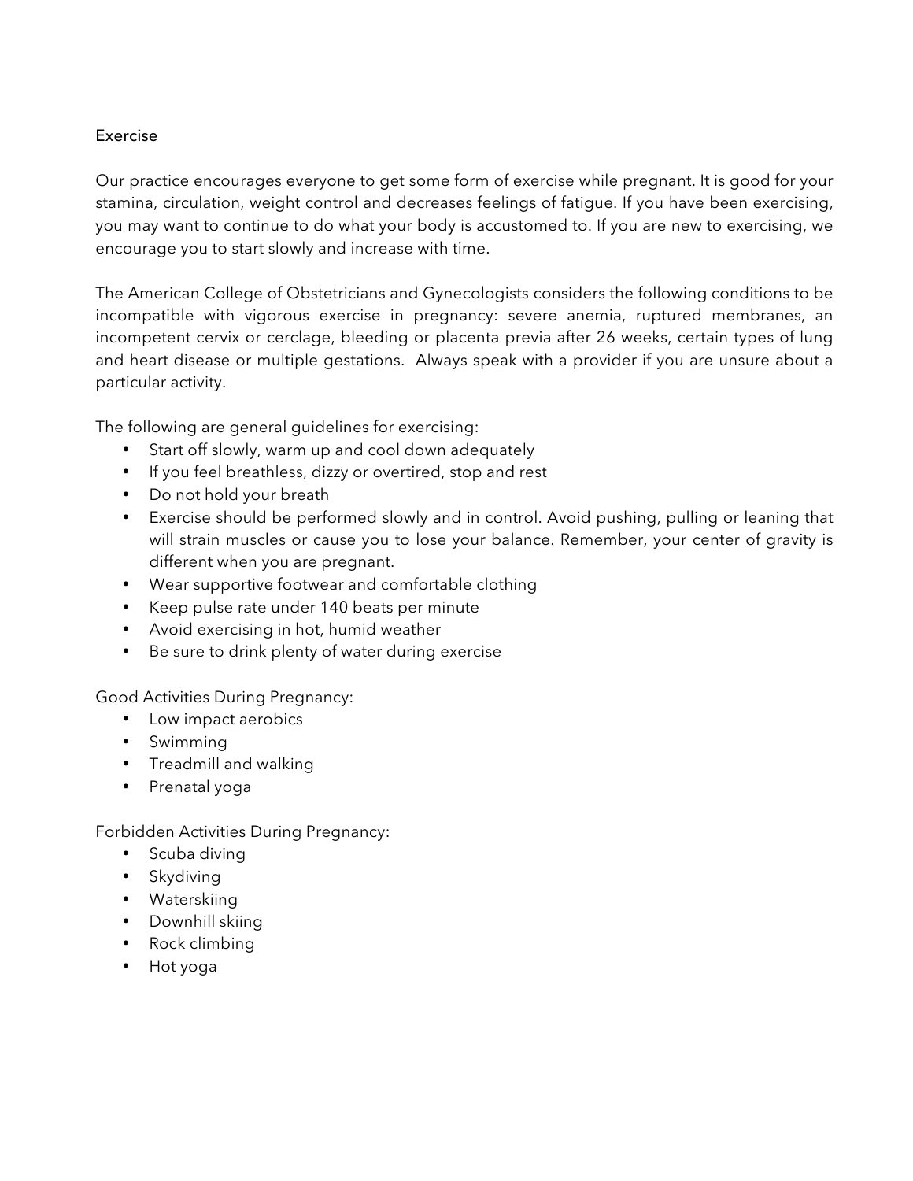## Exercise

Our practice encourages everyone to get some form of exercise while pregnant. It is good for your stamina, circulation, weight control and decreases feelings of fatigue. If you have been exercising, you may want to continue to do what your body is accustomed to. If you are new to exercising, we encourage you to start slowly and increase with time.

The American College of Obstetricians and Gynecologists considers the following conditions to be incompatible with vigorous exercise in pregnancy: severe anemia, ruptured membranes, an incompetent cervix or cerclage, bleeding or placenta previa after 26 weeks, certain types of lung and heart disease or multiple gestations. Always speak with a provider if you are unsure about a particular activity.

The following are general guidelines for exercising:

- Start off slowly, warm up and cool down adequately
- If you feel breathless, dizzy or overtired, stop and rest
- Do not hold your breath
- Exercise should be performed slowly and in control. Avoid pushing, pulling or leaning that will strain muscles or cause you to lose your balance. Remember, your center of gravity is different when you are pregnant.
- Wear supportive footwear and comfortable clothing
- Keep pulse rate under 140 beats per minute
- Avoid exercising in hot, humid weather
- Be sure to drink plenty of water during exercise

Good Activities During Pregnancy:

- Low impact aerobics
- Swimming
- Treadmill and walking
- Prenatal yoga

Forbidden Activities During Pregnancy:

- Scuba diving
- Skydiving
- Waterskiing
- Downhill skiing
- Rock climbing
- Hot yoga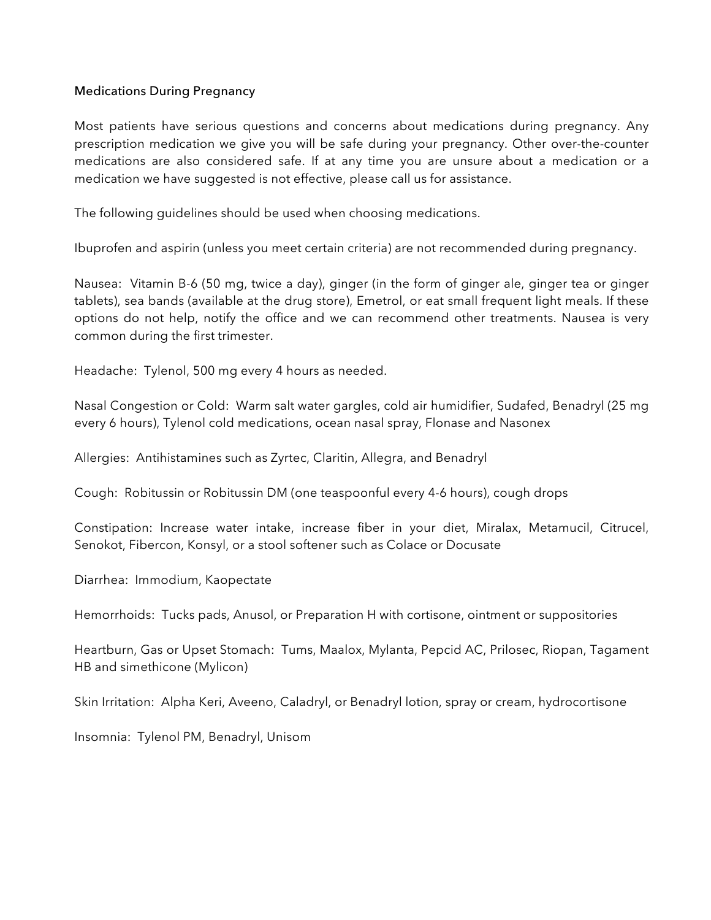## Medications During Pregnancy

Most patients have serious questions and concerns about medications during pregnancy. Any prescription medication we give you will be safe during your pregnancy. Other over-the-counter medications are also considered safe. If at any time you are unsure about a medication or a medication we have suggested is not effective, please call us for assistance.

The following guidelines should be used when choosing medications.

Ibuprofen and aspirin (unless you meet certain criteria) are not recommended during pregnancy.

Nausea: Vitamin B-6 (50 mg, twice a day), ginger (in the form of ginger ale, ginger tea or ginger tablets), sea bands (available at the drug store), Emetrol, or eat small frequent light meals. If these options do not help, notify the office and we can recommend other treatments. Nausea is very common during the first trimester.

Headache: Tylenol, 500 mg every 4 hours as needed.

Nasal Congestion or Cold: Warm salt water gargles, cold air humidifier, Sudafed, Benadryl (25 mg every 6 hours), Tylenol cold medications, ocean nasal spray, Flonase and Nasonex

Allergies: Antihistamines such as Zyrtec, Claritin, Allegra, and Benadryl

Cough: Robitussin or Robitussin DM (one teaspoonful every 4-6 hours), cough drops

Constipation: Increase water intake, increase fiber in your diet, Miralax, Metamucil, Citrucel, Senokot, Fibercon, Konsyl, or a stool softener such as Colace or Docusate

Diarrhea: Immodium, Kaopectate

Hemorrhoids: Tucks pads, Anusol, or Preparation H with cortisone, ointment or suppositories

Heartburn, Gas or Upset Stomach: Tums, Maalox, Mylanta, Pepcid AC, Prilosec, Riopan, Tagament HB and simethicone (Mylicon)

Skin Irritation: Alpha Keri, Aveeno, Caladryl, or Benadryl lotion, spray or cream, hydrocortisone

Insomnia: Tylenol PM, Benadryl, Unisom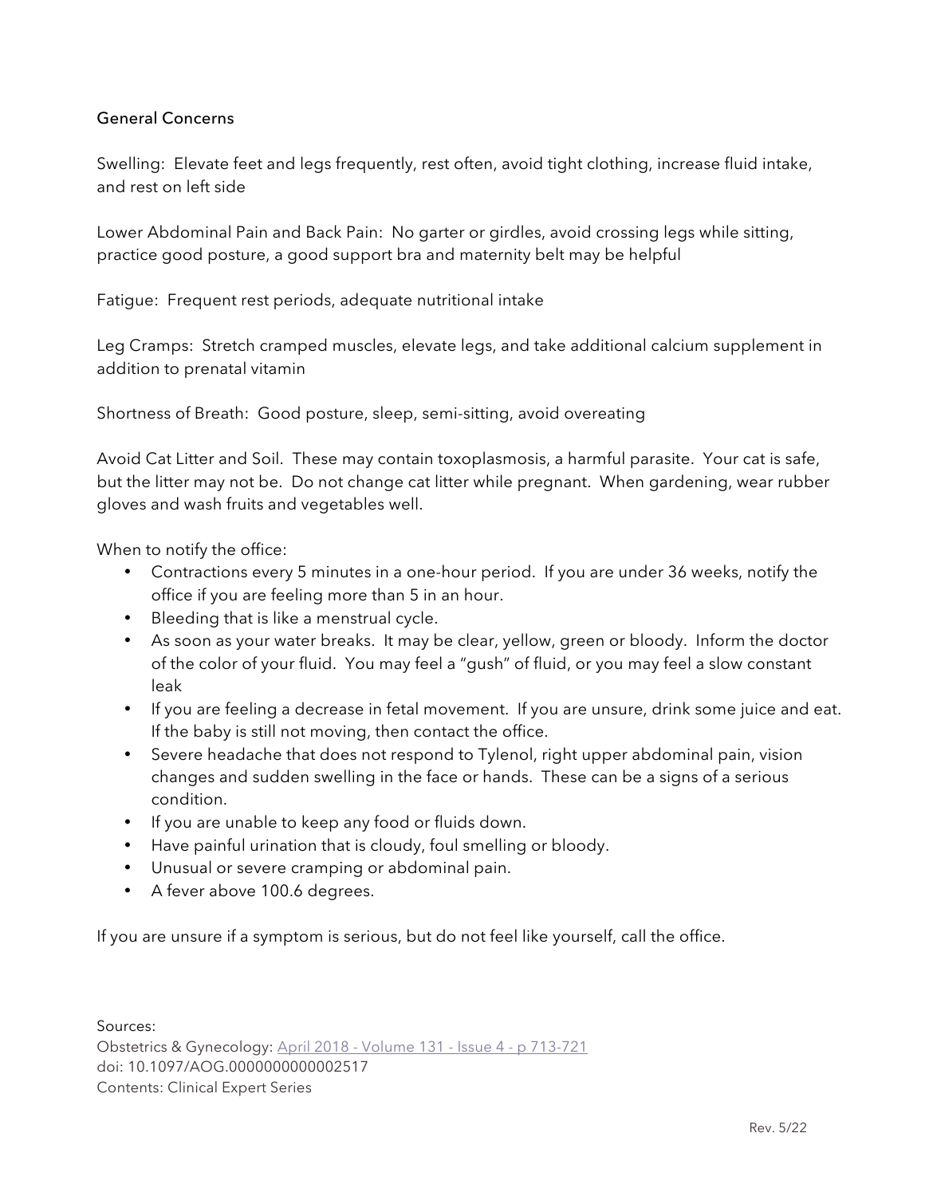## General Concerns

Swelling: Elevate feet and legs frequently, rest often, avoid tight clothing, increase fluid intake, and rest on left side

Lower Abdominal Pain and Back Pain: No garter or girdles, avoid crossing legs while sitting, practice good posture, a good support bra and maternity belt may be helpful

Fatigue: Frequent rest periods, adequate nutritional intake

Leg Cramps: Stretch cramped muscles, elevate legs, and take additional calcium supplement in addition to prenatal vitamin

Shortness of Breath: Good posture, sleep, semi-sitting, avoid overeating

Avoid Cat Litter and Soil. These may contain toxoplasmosis, a harmful parasite. Your cat is safe, but the litter may not be. Do not change cat litter while pregnant. When gardening, wear rubber gloves and wash fruits and vegetables well.

When to notify the office:

- Contractions every 5 minutes in a one-hour period. If you are under 36 weeks, notify the office if you are feeling more than 5 in an hour.
- Bleeding that is like a menstrual cycle.
- As soon as your water breaks. It may be clear, yellow, green or bloody. Inform the doctor of the color of your fluid. You may feel a "gush" of fluid, or you may feel a slow constant leak
- If you are feeling a decrease in fetal movement. If you are unsure, drink some juice and eat. If the baby is still not moving, then contact the office.
- Severe headache that does not respond to Tylenol, right upper abdominal pain, vision changes and sudden swelling in the face or hands. These can be a signs of a serious condition.
- If you are unable to keep any food or fluids down.
- Have painful urination that is cloudy, foul smelling or bloody.
- Unusual or severe cramping or abdominal pain.
- A fever above 100.6 degrees.

If you are unsure if a symptom is serious, but do not feel like yourself, call the office.

Sources:
Obstetrics & Gynecology: April 2018 - Volume 131 - Issue 4 - p 713-721
doi: 10.1097/AOG.0000000000002517
Contents: Clinical Expert Series

Rev. 5/22